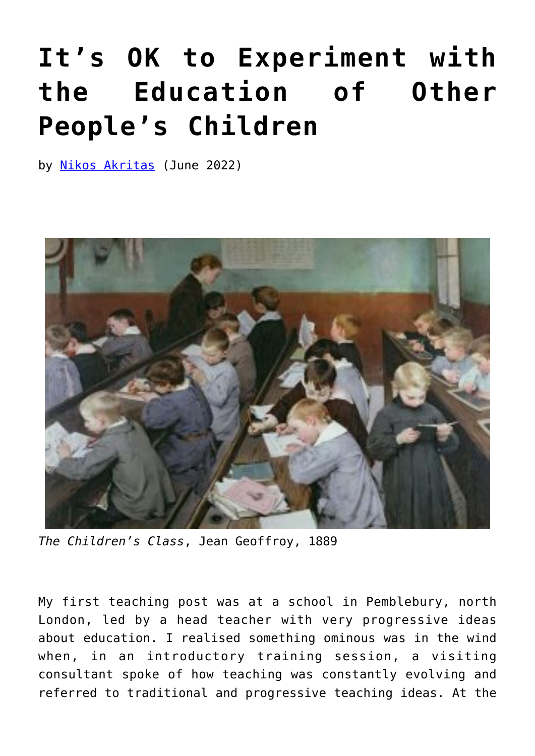# It's OK to Experiment with the Education of Other People's Children

by [Nikos Akritas](Nikos Akritas) (June 2022)

*The Children's Class*, Jean Geoffroy, 1889

My first teaching post was at a school in Pemblebury, north London, led by a head teacher with very progressive ideas about education. I realised something ominous was in the wind when, in an introductory training session, a visiting consultant spoke of how teaching was constantly evolving and referred to traditional and progressive teaching ideas. At the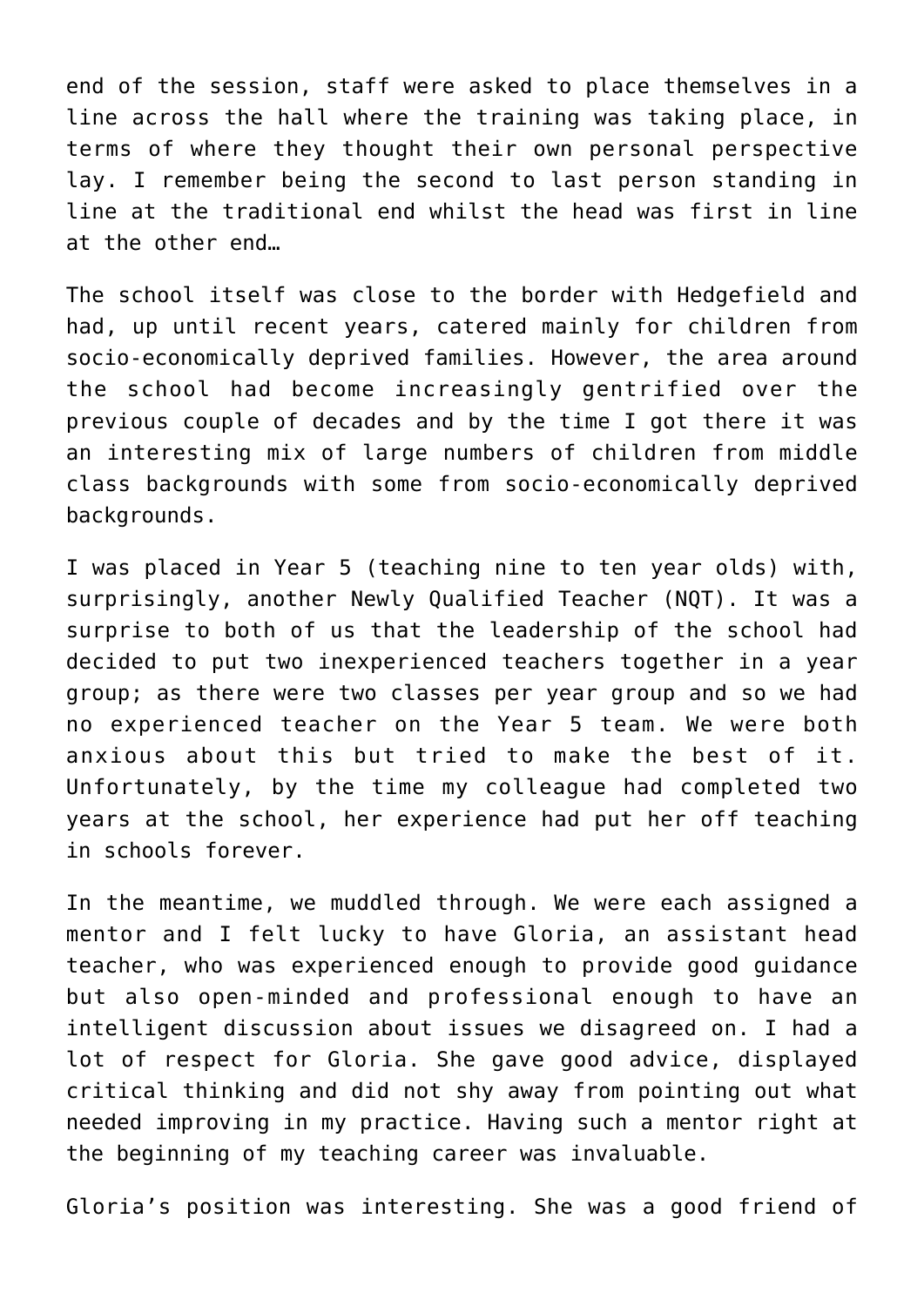end of the session, staff were asked to place themselves in a line across the hall where the training was taking place, in terms of where they thought their own personal perspective lay. I remember being the second to last person standing in line at the traditional end whilst the head was first in line at the other end…

The school itself was close to the border with Hedgefield and had, up until recent years, catered mainly for children from socio-economically deprived families. However, the area around the school had become increasingly gentrified over the previous couple of decades and by the time I got there it was an interesting mix of large numbers of children from middle class backgrounds with some from socio-economically deprived backgrounds.

I was placed in Year 5 (teaching nine to ten year olds) with, surprisingly, another Newly Qualified Teacher (NQT). It was a surprise to both of us that the leadership of the school had decided to put two inexperienced teachers together in a year group; as there were two classes per year group and so we had no experienced teacher on the Year 5 team. We were both anxious about this but tried to make the best of it. Unfortunately, by the time my colleague had completed two years at the school, her experience had put her off teaching in schools forever.

In the meantime, we muddled through. We were each assigned a mentor and I felt lucky to have Gloria, an assistant head teacher, who was experienced enough to provide good guidance but also open-minded and professional enough to have an intelligent discussion about issues we disagreed on. I had a lot of respect for Gloria. She gave good advice, displayed critical thinking and did not shy away from pointing out what needed improving in my practice. Having such a mentor right at the beginning of my teaching career was invaluable.

Gloria's position was interesting. She was a good friend of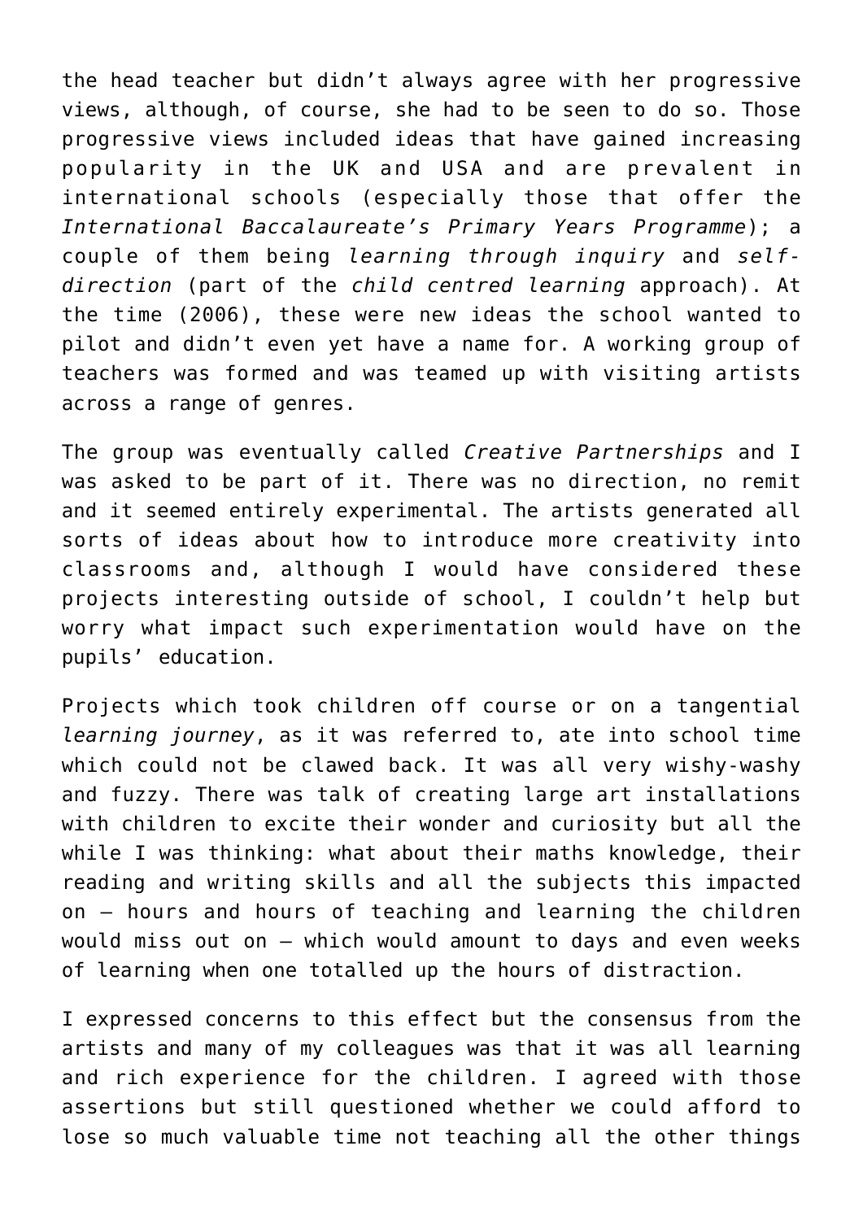the head teacher but didn't always agree with her progressive views, although, of course, she had to be seen to do so. Those progressive views included ideas that have gained increasing popularity in the UK and USA and are prevalent in international schools (especially those that offer the *International Baccalaureate's Primary Years Programme*); a couple of them being *learning through inquiry* and *self-direction* (part of the *child centred learning* approach). At the time (2006), these were new ideas the school wanted to pilot and didn't even yet have a name for. A working group of teachers was formed and was teamed up with visiting artists across a range of genres.

The group was eventually called *Creative Partnerships* and I was asked to be part of it. There was no direction, no remit and it seemed entirely experimental. The artists generated all sorts of ideas about how to introduce more creativity into classrooms and, although I would have considered these projects interesting outside of school, I couldn't help but worry what impact such experimentation would have on the pupils' education.

Projects which took children off course or on a tangential *learning journey*, as it was referred to, ate into school time which could not be clawed back. It was all very wishy-washy and fuzzy. There was talk of creating large art installations with children to excite their wonder and curiosity but all the while I was thinking: what about their maths knowledge, their reading and writing skills and all the subjects this impacted on – hours and hours of teaching and learning the children would miss out on – which would amount to days and even weeks of learning when one totalled up the hours of distraction.

I expressed concerns to this effect but the consensus from the artists and many of my colleagues was that it was all learning and rich experience for the children. I agreed with those assertions but still questioned whether we could afford to lose so much valuable time not teaching all the other things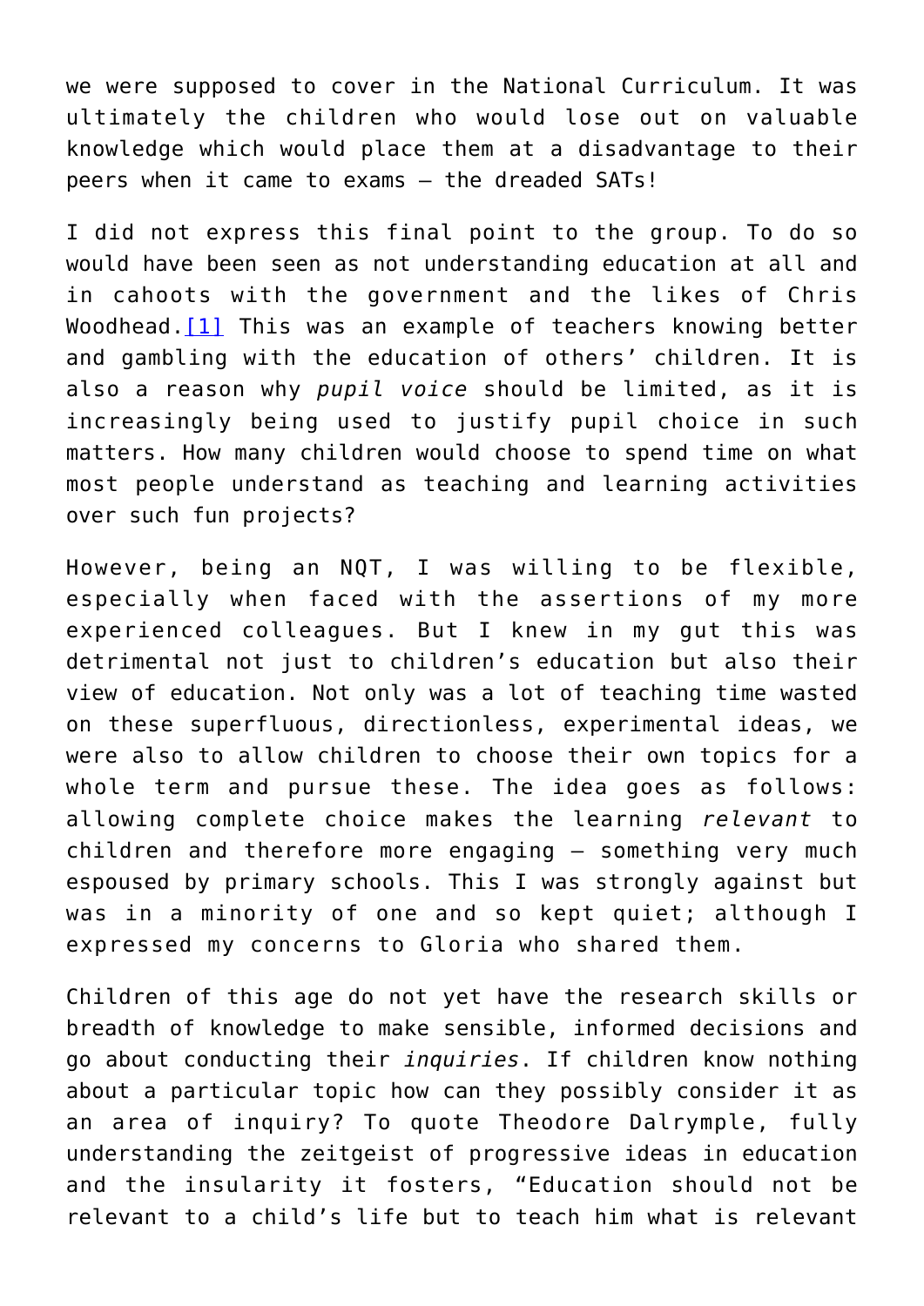we were supposed to cover in the National Curriculum. It was ultimately the children who would lose out on valuable knowledge which would place them at a disadvantage to their peers when it came to exams – the dreaded SATs!

I did not express this final point to the group. To do so would have been seen as not understanding education at all and in cahoots with the government and the likes of Chris Woodhead.[1] This was an example of teachers knowing better and gambling with the education of others' children. It is also a reason why *pupil voice* should be limited, as it is increasingly being used to justify pupil choice in such matters. How many children would choose to spend time on what most people understand as teaching and learning activities over such fun projects?

However, being an NQT, I was willing to be flexible, especially when faced with the assertions of my more experienced colleagues. But I knew in my gut this was detrimental not just to children's education but also their view of education. Not only was a lot of teaching time wasted on these superfluous, directionless, experimental ideas, we were also to allow children to choose their own topics for a whole term and pursue these. The idea goes as follows: allowing complete choice makes the learning *relevant* to children and therefore more engaging – something very much espoused by primary schools. This I was strongly against but was in a minority of one and so kept quiet; although I expressed my concerns to Gloria who shared them.

Children of this age do not yet have the research skills or breadth of knowledge to make sensible, informed decisions and go about conducting their *inquiries*. If children know nothing about a particular topic how can they possibly consider it as an area of inquiry? To quote Theodore Dalrymple, fully understanding the zeitgeist of progressive ideas in education and the insularity it fosters, "Education should not be relevant to a child's life but to teach him what is relevant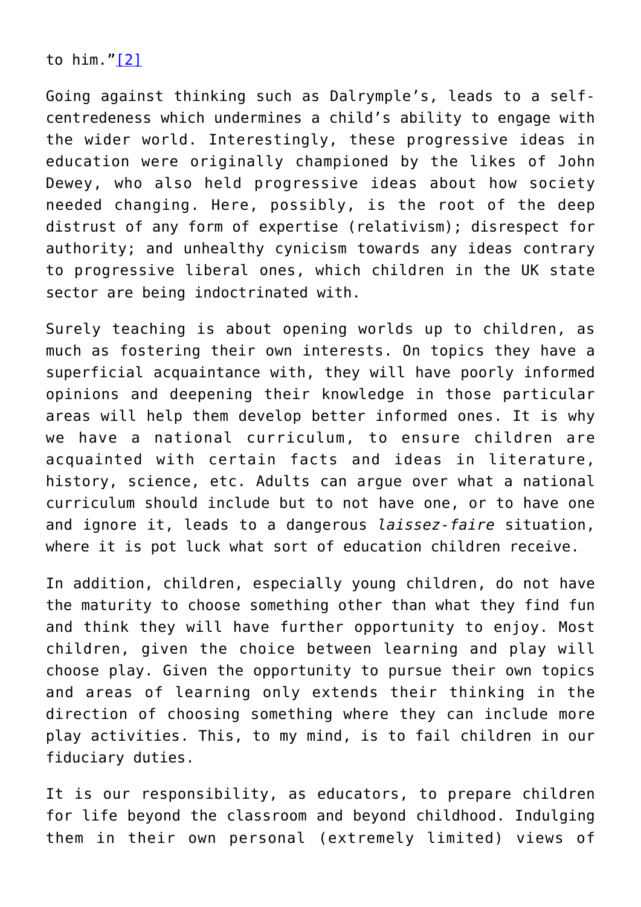to him."[2]

Going against thinking such as Dalrymple's, leads to a self-centredeness which undermines a child's ability to engage with the wider world. Interestingly, these progressive ideas in education were originally championed by the likes of John Dewey, who also held progressive ideas about how society needed changing. Here, possibly, is the root of the deep distrust of any form of expertise (relativism); disrespect for authority; and unhealthy cynicism towards any ideas contrary to progressive liberal ones, which children in the UK state sector are being indoctrinated with.

Surely teaching is about opening worlds up to children, as much as fostering their own interests. On topics they have a superficial acquaintance with, they will have poorly informed opinions and deepening their knowledge in those particular areas will help them develop better informed ones. It is why we have a national curriculum, to ensure children are acquainted with certain facts and ideas in literature, history, science, etc. Adults can argue over what a national curriculum should include but to not have one, or to have one and ignore it, leads to a dangerous *laissez-faire* situation, where it is pot luck what sort of education children receive.

In addition, children, especially young children, do not have the maturity to choose something other than what they find fun and think they will have further opportunity to enjoy. Most children, given the choice between learning and play will choose play. Given the opportunity to pursue their own topics and areas of learning only extends their thinking in the direction of choosing something where they can include more play activities. This, to my mind, is to fail children in our fiduciary duties.

It is our responsibility, as educators, to prepare children for life beyond the classroom and beyond childhood. Indulging them in their own personal (extremely limited) views of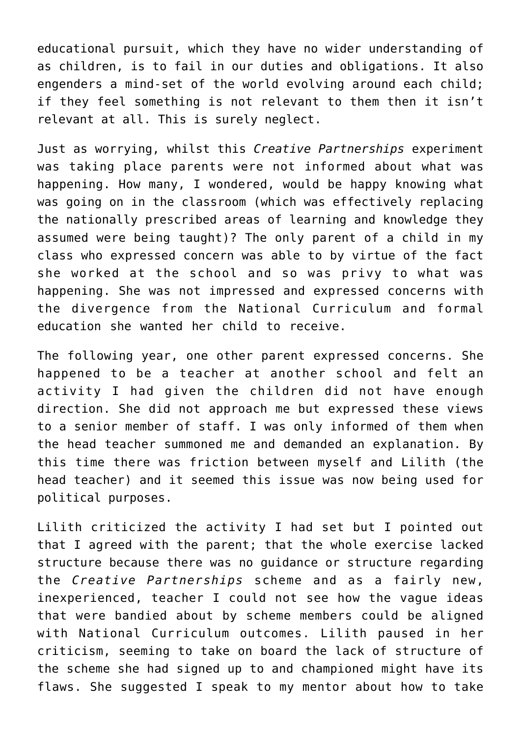educational pursuit, which they have no wider understanding of as children, is to fail in our duties and obligations. It also engenders a mind-set of the world evolving around each child; if they feel something is not relevant to them then it isn't relevant at all. This is surely neglect.

Just as worrying, whilst this *Creative Partnerships* experiment was taking place parents were not informed about what was happening. How many, I wondered, would be happy knowing what was going on in the classroom (which was effectively replacing the nationally prescribed areas of learning and knowledge they assumed were being taught)? The only parent of a child in my class who expressed concern was able to by virtue of the fact she worked at the school and so was privy to what was happening. She was not impressed and expressed concerns with the divergence from the National Curriculum and formal education she wanted her child to receive.

The following year, one other parent expressed concerns. She happened to be a teacher at another school and felt an activity I had given the children did not have enough direction. She did not approach me but expressed these views to a senior member of staff. I was only informed of them when the head teacher summoned me and demanded an explanation. By this time there was friction between myself and Lilith (the head teacher) and it seemed this issue was now being used for political purposes.

Lilith criticized the activity I had set but I pointed out that I agreed with the parent; that the whole exercise lacked structure because there was no guidance or structure regarding the *Creative Partnerships* scheme and as a fairly new, inexperienced, teacher I could not see how the vague ideas that were bandied about by scheme members could be aligned with National Curriculum outcomes. Lilith paused in her criticism, seeming to take on board the lack of structure of the scheme she had signed up to and championed might have its flaws. She suggested I speak to my mentor about how to take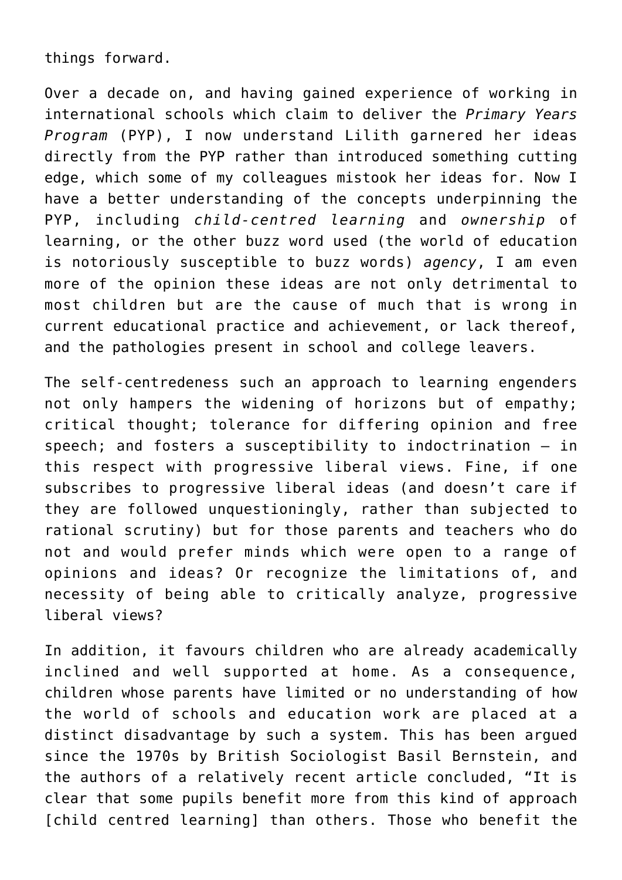things forward.

Over a decade on, and having gained experience of working in international schools which claim to deliver the *Primary Years Program* (PYP), I now understand Lilith garnered her ideas directly from the PYP rather than introduced something cutting edge, which some of my colleagues mistook her ideas for. Now I have a better understanding of the concepts underpinning the PYP, including *child-centred learning* and *ownership* of learning, or the other buzz word used (the world of education is notoriously susceptible to buzz words) *agency*, I am even more of the opinion these ideas are not only detrimental to most children but are the cause of much that is wrong in current educational practice and achievement, or lack thereof, and the pathologies present in school and college leavers.

The self-centredeness such an approach to learning engenders not only hampers the widening of horizons but of empathy; critical thought; tolerance for differing opinion and free speech; and fosters a susceptibility to indoctrination – in this respect with progressive liberal views. Fine, if one subscribes to progressive liberal ideas (and doesn't care if they are followed unquestioningly, rather than subjected to rational scrutiny) but for those parents and teachers who do not and would prefer minds which were open to a range of opinions and ideas? Or recognize the limitations of, and necessity of being able to critically analyze, progressive liberal views?

In addition, it favours children who are already academically inclined and well supported at home. As a consequence, children whose parents have limited or no understanding of how the world of schools and education work are placed at a distinct disadvantage by such a system. This has been argued since the 1970s by British Sociologist Basil Bernstein, and the authors of a relatively recent article concluded, "It is clear that some pupils benefit more from this kind of approach [child centred learning] than others. Those who benefit the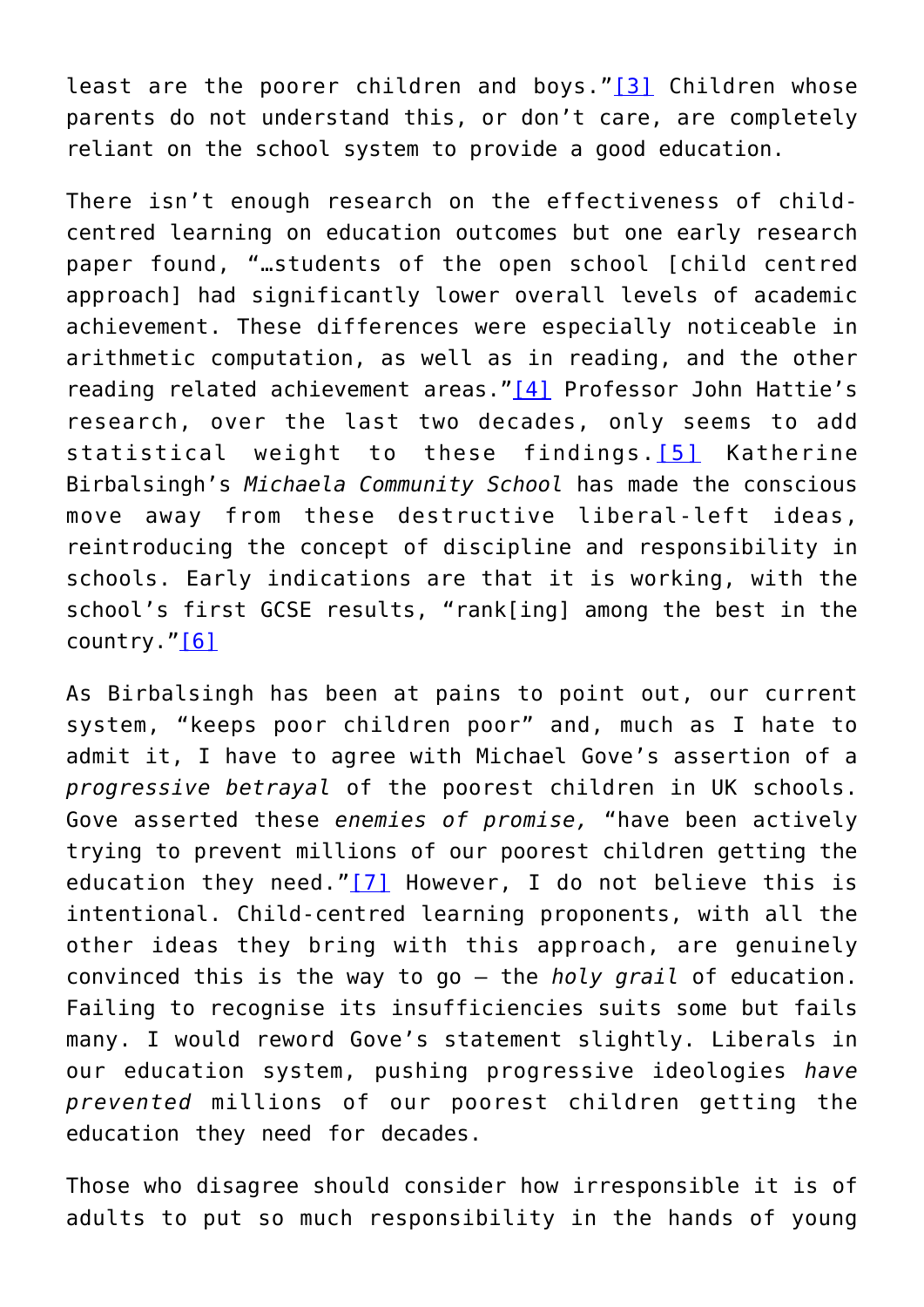least are the poorer children and boys."[3] Children whose parents do not understand this, or don't care, are completely reliant on the school system to provide a good education.

There isn't enough research on the effectiveness of child-centred learning on education outcomes but one early research paper found, "…students of the open school [child centred approach] had significantly lower overall levels of academic achievement. These differences were especially noticeable in arithmetic computation, as well as in reading, and the other reading related achievement areas."[4] Professor John Hattie's research, over the last two decades, only seems to add statistical weight to these findings.[5] Katherine Birbalsingh's *Michaela Community School* has made the conscious move away from these destructive liberal-left ideas, reintroducing the concept of discipline and responsibility in schools. Early indications are that it is working, with the school's first GCSE results, "rank[ing] among the best in the country."[6]

As Birbalsingh has been at pains to point out, our current system, "keeps poor children poor" and, much as I hate to admit it, I have to agree with Michael Gove's assertion of a *progressive betrayal* of the poorest children in UK schools. Gove asserted these *enemies of promise,* "have been actively trying to prevent millions of our poorest children getting the education they need."[7] However, I do not believe this is intentional. Child-centred learning proponents, with all the other ideas they bring with this approach, are genuinely convinced this is the way to go – the *holy grail* of education. Failing to recognise its insufficiencies suits some but fails many. I would reword Gove's statement slightly. Liberals in our education system, pushing progressive ideologies *have prevented* millions of our poorest children getting the education they need for decades.

Those who disagree should consider how irresponsible it is of adults to put so much responsibility in the hands of young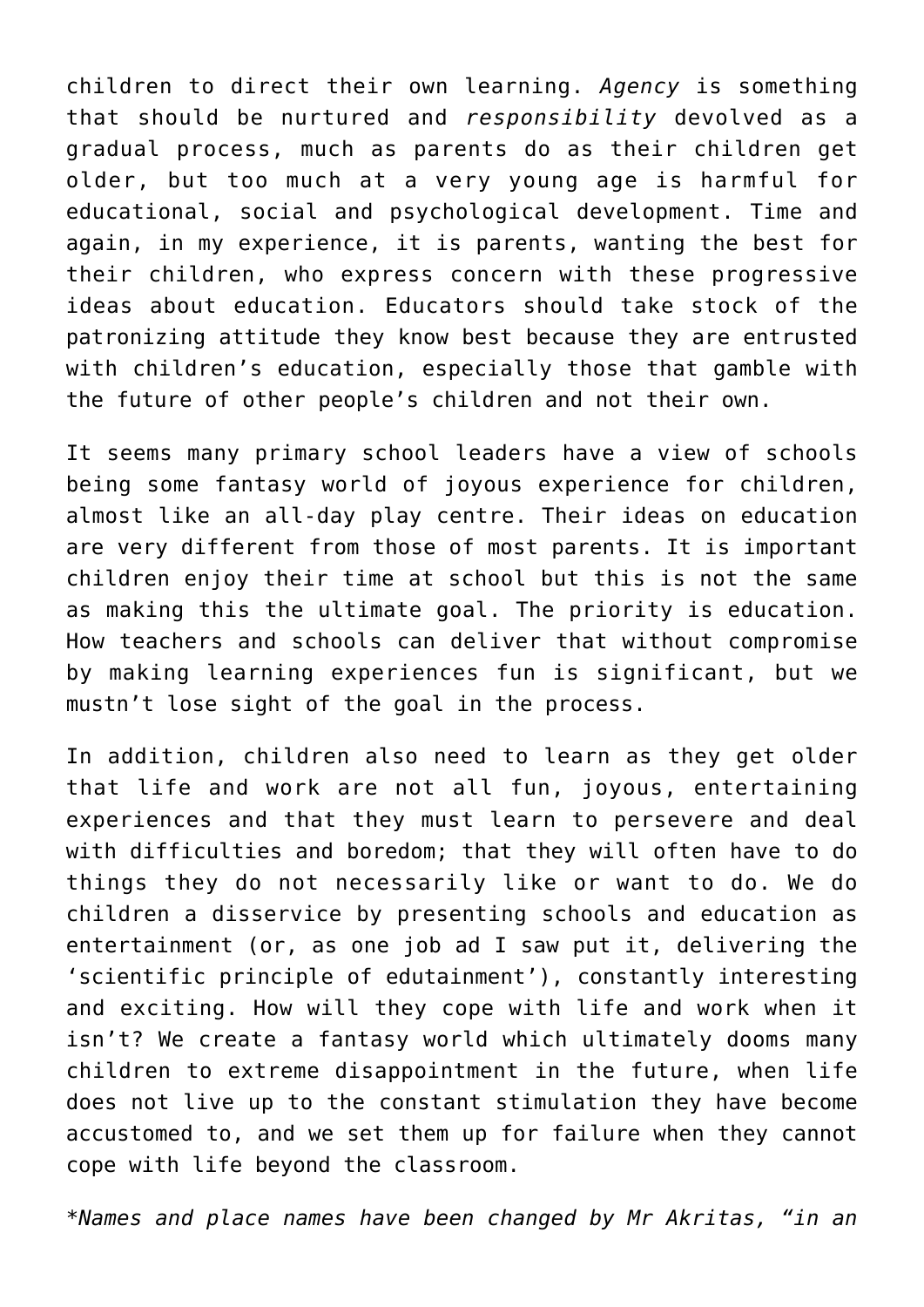children to direct their own learning. *Agency* is something that should be nurtured and *responsibility* devolved as a gradual process, much as parents do as their children get older, but too much at a very young age is harmful for educational, social and psychological development. Time and again, in my experience, it is parents, wanting the best for their children, who express concern with these progressive ideas about education. Educators should take stock of the patronizing attitude they know best because they are entrusted with children's education, especially those that gamble with the future of other people's children and not their own.

It seems many primary school leaders have a view of schools being some fantasy world of joyous experience for children, almost like an all-day play centre. Their ideas on education are very different from those of most parents. It is important children enjoy their time at school but this is not the same as making this the ultimate goal. The priority is education. How teachers and schools can deliver that without compromise by making learning experiences fun is significant, but we mustn't lose sight of the goal in the process.

In addition, children also need to learn as they get older that life and work are not all fun, joyous, entertaining experiences and that they must learn to persevere and deal with difficulties and boredom; that they will often have to do things they do not necessarily like or want to do. We do children a disservice by presenting schools and education as entertainment (or, as one job ad I saw put it, delivering the 'scientific principle of edutainment'), constantly interesting and exciting. How will they cope with life and work when it isn't? We create a fantasy world which ultimately dooms many children to extreme disappointment in the future, when life does not live up to the constant stimulation they have become accustomed to, and we set them up for failure when they cannot cope with life beyond the classroom.

**Names and place names have been changed by Mr Akritas, "in an*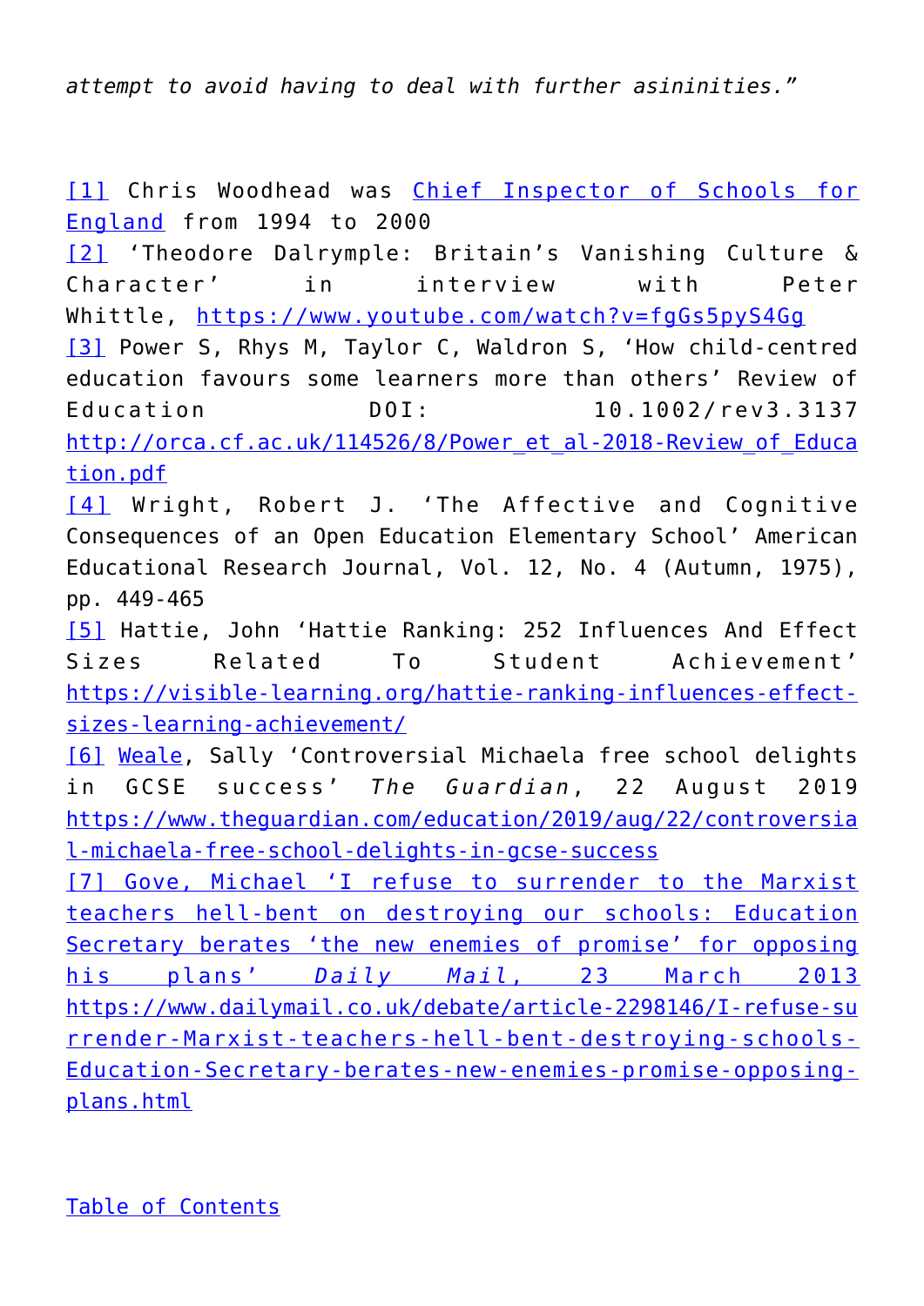*attempt to avoid having to deal with further asininities."*

[1] Chris Woodhead was Chief Inspector of Schools for England from 1994 to 2000

[2] 'Theodore Dalrymple: Britain's Vanishing Culture & Character' in interview with Peter Whittle, https://www.youtube.com/watch?v=fgGs5pyS4Gg

[3] Power S, Rhys M, Taylor C, Waldron S, 'How child-centred education favours some learners more than others' Review of Education DOI: 10.1002/rev3.3137 http://orca.cf.ac.uk/114526/8/Power_et_al-2018-Review_of_Education.pdf

[4] Wright, Robert J. 'The Affective and Cognitive Consequences of an Open Education Elementary School' American Educational Research Journal, Vol. 12, No. 4 (Autumn, 1975), pp. 449-465

[5] Hattie, John 'Hattie Ranking: 252 Influences And Effect Sizes Related To Student Achievement' https://visible-learning.org/hattie-ranking-influences-effect-sizes-learning-achievement/

[6] Weale, Sally 'Controversial Michaela free school delights in GCSE success' *The Guardian*, 22 August 2019 https://www.theguardian.com/education/2019/aug/22/controversial-michaela-free-school-delights-in-gcse-success

[7] Gove, Michael 'I refuse to surrender to the Marxist teachers hell-bent on destroying our schools: Education Secretary berates 'the new enemies of promise' for opposing his plans' *Daily Mail*, 23 March 2013 https://www.dailymail.co.uk/debate/article-2298146/I-refuse-surrender-Marxist-teachers-hell-bent-destroying-schools-Education-Secretary-berates-new-enemies-promise-opposing-plans.html

Table of Contents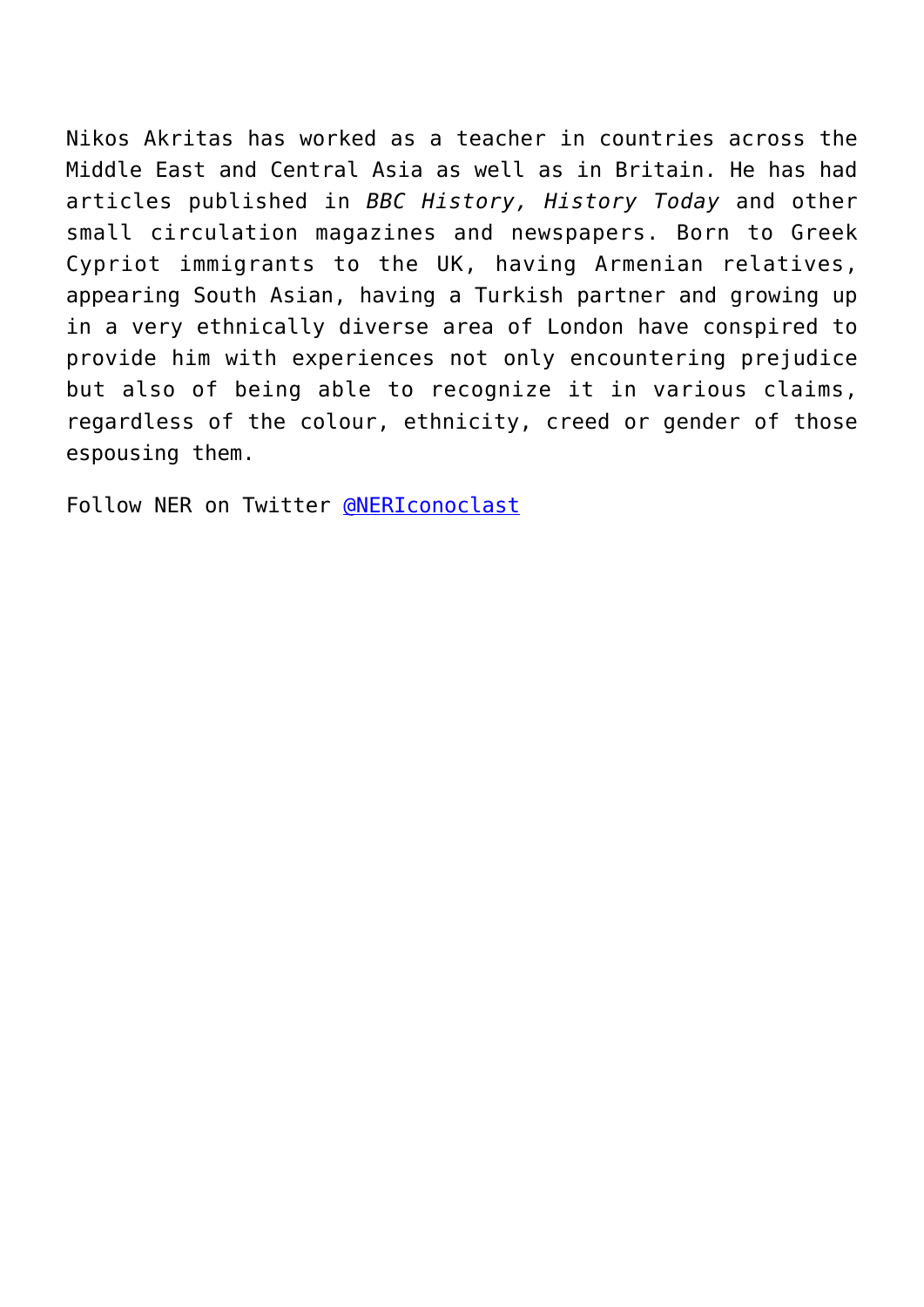Nikos Akritas has worked as a teacher in countries across the Middle East and Central Asia as well as in Britain. He has had articles published in *BBC History, History Today* and other small circulation magazines and newspapers. Born to Greek Cypriot immigrants to the UK, having Armenian relatives, appearing South Asian, having a Turkish partner and growing up in a very ethnically diverse area of London have conspired to provide him with experiences not only encountering prejudice but also of being able to recognize it in various claims, regardless of the colour, ethnicity, creed or gender of those espousing them.

Follow NER on Twitter @NERIconoclast